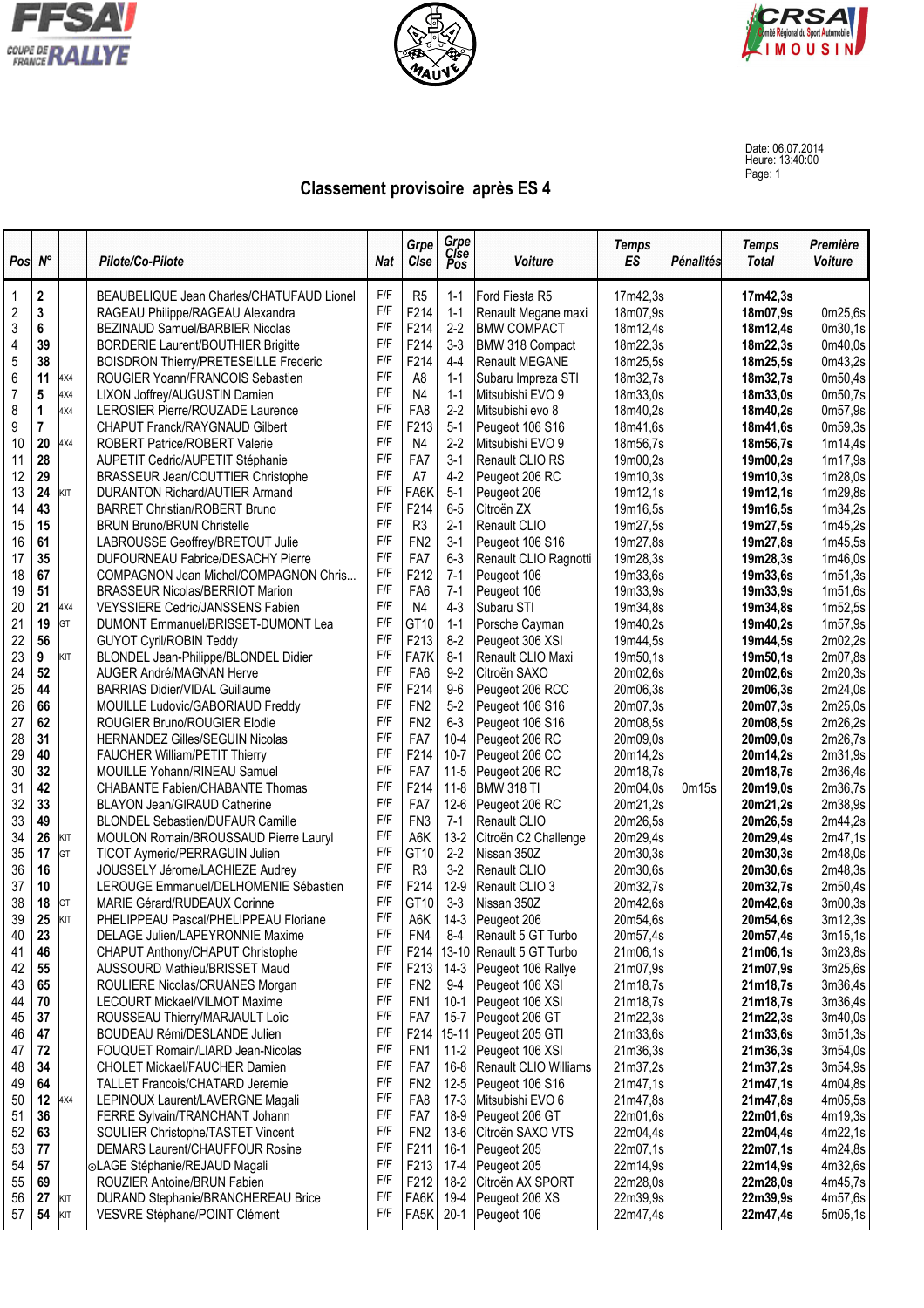Date: 06.07.2014
Heure: 13:40:00
Page: 1

## Classement provisoire après ES 4

| Pos | N° | | Pilote/Co-Pilote | Nat | Grpe Clse | Grpe Clse Pos | Voiture | Temps ES | Pénalités | Temps Total | Première Voiture |
|---|---|---|---|---|---|---|---|---|---|---|---|
| 1 | 2 | | BEAUBELIQUE Jean Charles/CHATUFAUD Lionel | F/F | R5 | 1-1 | Ford Fiesta R5 | 17m42,3s | | **17m42,3s** | |
| 2 | 3 | | RAGEAU Philippe/RAGEAU Alexandra | F/F | F214 | 1-1 | Renault Megane maxi | 18m07,9s | | **18m07,9s** | 0m25,6s |
| 3 | 6 | | BEZINAUD Samuel/BARBIER Nicolas | F/F | F214 | 2-2 | BMW COMPACT | 18m12,4s | | **18m12,4s** | 0m30,1s |
| 4 | 39 | | BORDERIE Laurent/BOUTHIER Brigitte | F/F | F214 | 3-3 | BMW 318 Compact | 18m22,3s | | **18m22,3s** | 0m40,0s |
| 5 | 38 | | BOISDRON Thierry/PRETESEILLE Frederic | F/F | F214 | 4-4 | Renault MEGANE | 18m25,5s | | **18m25,5s** | 0m43,2s |
| 6 | 11 | 4X4 | ROUGIER Yoann/FRANCOIS Sebastien | F/F | A8 | 1-1 | Subaru Impreza STI | 18m32,7s | | **18m32,7s** | 0m50,4s |
| 7 | 5 | 4X4 | LIXON Joffrey/AUGUSTIN Damien | F/F | N4 | 1-1 | Mitsubishi EVO 9 | 18m33,0s | | **18m33,0s** | 0m50,7s |
| 8 | 1 | 4X4 | LEROSIER Pierre/ROUZADE Laurence | F/F | FA8 | 2-2 | Mitsubishi evo 8 | 18m40,2s | | **18m40,2s** | 0m57,9s |
| 9 | 7 | | CHAPUT Franck/RAYGNAUD Gilbert | F/F | F213 | 5-1 | Peugeot 106 S16 | 18m41,6s | | **18m41,6s** | 0m59,3s |
| 10 | 20 | 4X4 | ROBERT Patrice/ROBERT Valerie | F/F | N4 | 2-2 | Mitsubishi EVO 9 | 18m56,7s | | **18m56,7s** | 1m14,4s |
| 11 | 28 | | AUPETIT Cedric/AUPETIT Stéphanie | F/F | FA7 | 3-1 | Renault CLIO RS | 19m00,2s | | **19m00,2s** | 1m17,9s |
| 12 | 29 | | BRASSEUR Jean/COUTTIER Christophe | F/F | A7 | 4-2 | Peugeot 206 RC | 19m10,3s | | **19m10,3s** | 1m28,0s |
| 13 | 24 | KIT | DURANTON Richard/AUTIER Armand | F/F | FA6K | 5-1 | Peugeot 206 | 19m12,1s | | **19m12,1s** | 1m29,8s |
| 14 | 43 | | BARRET Christian/ROBERT Bruno | F/F | F214 | 6-5 | Citroën ZX | 19m16,5s | | **19m16,5s** | 1m34,2s |
| 15 | 15 | | BRUN Bruno/BRUN Christelle | F/F | R3 | 2-1 | Renault CLIO | 19m27,5s | | **19m27,5s** | 1m45,2s |
| 16 | 61 | | LABROUSSE Geoffrey/BRETOUT Julie | F/F | FN2 | 3-1 | Peugeot 106 S16 | 19m27,8s | | **19m27,8s** | 1m45,5s |
| 17 | 35 | | DUFOURNEAU Fabrice/DESACHY Pierre | F/F | FA7 | 6-3 | Renault CLIO Ragnotti | 19m28,3s | | **19m28,3s** | 1m46,0s |
| 18 | 67 | | COMPAGNON Jean Michel/COMPAGNON Chris... | F/F | F212 | 7-1 | Peugeot 106 | 19m33,6s | | **19m33,6s** | 1m51,3s |
| 19 | 51 | | BRASSEUR Nicolas/BERRIOT Marion | F/F | FA6 | 7-1 | Peugeot 106 | 19m33,9s | | **19m33,9s** | 1m51,6s |
| 20 | 21 | 4X4 | VEYSSIERE Cedric/JANSSENS Fabien | F/F | N4 | 4-3 | Subaru STI | 19m34,8s | | **19m34,8s** | 1m52,5s |
| 21 | 19 | GT | DUMONT Emmanuel/BRISSET-DUMONT Lea | F/F | GT10 | 1-1 | Porsche Cayman | 19m40,2s | | **19m40,2s** | 1m57,9s |
| 22 | 56 | | GUYOT Cyril/ROBIN Teddy | F/F | F213 | 8-2 | Peugeot 306 XSI | 19m44,5s | | **19m44,5s** | 2m02,2s |
| 23 | 9 | KIT | BLONDEL Jean-Philippe/BLONDEL Didier | F/F | FA7K | 8-1 | Renault CLIO Maxi | 19m50,1s | | **19m50,1s** | 2m07,8s |
| 24 | 52 | | AUGER André/MAGNAN Herve | F/F | FA6 | 9-2 | Citroën SAXO | 20m02,6s | | **20m02,6s** | 2m20,3s |
| 25 | 44 | | BARRIAS Didier/VIDAL Guillaume | F/F | F214 | 9-6 | Peugeot 206 RCC | 20m06,3s | | **20m06,3s** | 2m24,0s |
| 26 | 66 | | MOUILLE Ludovic/GABORIAUD Freddy | F/F | FN2 | 5-2 | Peugeot 106 S16 | 20m07,3s | | **20m07,3s** | 2m25,0s |
| 27 | 62 | | ROUGIER Bruno/ROUGIER Elodie | F/F | FN2 | 6-3 | Peugeot 106 S16 | 20m08,5s | | **20m08,5s** | 2m26,2s |
| 28 | 31 | | HERNANDEZ Gilles/SEGUIN Nicolas | F/F | FA7 | 10-4 | Peugeot 206 RC | 20m09,0s | | **20m09,0s** | 2m26,7s |
| 29 | 40 | | FAUCHER William/PETIT Thierry | F/F | F214 | 10-7 | Peugeot 206 CC | 20m14,2s | | **20m14,2s** | 2m31,9s |
| 30 | 32 | | MOUILLE Yohann/RINEAU Samuel | F/F | FA7 | 11-5 | Peugeot 206 RC | 20m18,7s | | **20m18,7s** | 2m36,4s |
| 31 | 42 | | CHABANTE Fabien/CHABANTE Thomas | F/F | F214 | 11-8 | BMW 318 TI | 20m04,0s | 0m15s | **20m19,0s** | 2m36,7s |
| 32 | 33 | | BLAYON Jean/GIRAUD Catherine | F/F | FA7 | 12-6 | Peugeot 206 RC | 20m21,2s | | **20m21,2s** | 2m38,9s |
| 33 | 49 | | BLONDEL Sebastien/DUFAUR Camille | F/F | FN3 | 7-1 | Renault CLIO | 20m26,5s | | **20m26,5s** | 2m44,2s |
| 34 | 26 | KIT | MOULON Romain/BROUSSAUD Pierre Lauryl | F/F | A6K | 13-2 | Citroën C2 Challenge | 20m29,4s | | **20m29,4s** | 2m47,1s |
| 35 | 17 | GT | TICOT Aymeric/PERRAGUIN Julien | F/F | GT10 | 2-2 | Nissan 350Z | 20m30,3s | | **20m30,3s** | 2m48,0s |
| 36 | 16 | | JOUSSELY Jérome/LACHIEZE Audrey | F/F | R3 | 3-2 | Renault CLIO | 20m30,6s | | **20m30,6s** | 2m48,3s |
| 37 | 10 | | LEROUGE Emmanuel/DELHOMENIE Sébastien | F/F | F214 | 12-9 | Renault CLIO 3 | 20m32,7s | | **20m32,7s** | 2m50,4s |
| 38 | 18 | GT | MARIE Gérard/RUDEAUX Corinne | F/F | GT10 | 3-3 | Nissan 350Z | 20m42,6s | | **20m42,6s** | 3m00,3s |
| 39 | 25 | KIT | PHELIPPEAU Pascal/PHELIPPEAU Floriane | F/F | A6K | 14-3 | Peugeot 206 | 20m54,6s | | **20m54,6s** | 3m12,3s |
| 40 | 23 | | DELAGE Julien/LAPEYRONNIE Maxime | F/F | FN4 | 8-4 | Renault 5 GT Turbo | 20m57,4s | | **20m57,4s** | 3m15,1s |
| 41 | 46 | | CHAPUT Anthony/CHAPUT Christophe | F/F | F214 | 13-10 | Renault 5 GT Turbo | 21m06,1s | | **21m06,1s** | 3m23,8s |
| 42 | 55 | | AUSSOURD Mathieu/BRISSET Maud | F/F | F213 | 14-3 | Peugeot 106 Rallye | 21m07,9s | | **21m07,9s** | 3m25,6s |
| 43 | 65 | | ROULIERE Nicolas/CRUANES Morgan | F/F | FN2 | 9-4 | Peugeot 106 XSI | 21m18,7s | | **21m18,7s** | 3m36,4s |
| 44 | 70 | | LECOURT Mickael/VILMOT Maxime | F/F | FN1 | 10-1 | Peugeot 106 XSI | 21m18,7s | | **21m18,7s** | 3m36,4s |
| 45 | 37 | | ROUSSEAU Thierry/MARJAULT Loïc | F/F | FA7 | 15-7 | Peugeot 206 GT | 21m22,3s | | **21m22,3s** | 3m40,0s |
| 46 | 47 | | BOUDEAU Rémi/DESLANDE Julien | F/F | F214 | 15-11 | Peugeot 205 GTI | 21m33,6s | | **21m33,6s** | 3m51,3s |
| 47 | 72 | | FOUQUET Romain/LIARD Jean-Nicolas | F/F | FN1 | 11-2 | Peugeot 106 XSI | 21m36,3s | | **21m36,3s** | 3m54,0s |
| 48 | 34 | | CHOLET Mickael/FAUCHER Damien | F/F | FA7 | 16-8 | Renault CLIO Williams | 21m37,2s | | **21m37,2s** | 3m54,9s |
| 49 | 64 | | TALLET Francois/CHATARD Jeremie | F/F | FN2 | 12-5 | Peugeot 106 S16 | 21m47,1s | | **21m47,1s** | 4m04,8s |
| 50 | 12 | 4X4 | LEPINOUX Laurent/LAVERGNE Magali | F/F | FA8 | 17-3 | Mitsubishi EVO 6 | 21m47,8s | | **21m47,8s** | 4m05,5s |
| 51 | 36 | | FERRE Sylvain/TRANCHANT Johann | F/F | FA7 | 18-9 | Peugeot 206 GT | 22m01,6s | | **22m01,6s** | 4m19,3s |
| 52 | 63 | | SOULIER Christophe/TASTET Vincent | F/F | FN2 | 13-6 | Citroën SAXO VTS | 22m04,4s | | **22m04,4s** | 4m22,1s |
| 53 | 77 | | DEMARS Laurent/CHAUFFOUR Rosine | F/F | F211 | 16-1 | Peugeot 205 | 22m07,1s | | **22m07,1s** | 4m24,8s |
| 54 | 57 | | ⊙LAGE Stéphanie/REJAUD Magali | F/F | F213 | 17-4 | Peugeot 205 | 22m14,9s | | **22m14,9s** | 4m32,6s |
| 55 | 69 | | ROUZIER Antoine/BRUN Fabien | F/F | F212 | 18-2 | Citroën AX SPORT | 22m28,0s | | **22m28,0s** | 4m45,7s |
| 56 | 27 | KIT | DURAND Stephanie/BRANCHEREAU Brice | F/F | FA6K | 19-4 | Peugeot 206 XS | 22m39,9s | | **22m39,9s** | 4m57,6s |
| 57 | 54 | KIT | VESVRE Stéphane/POINT Clément | F/F | FA5K | 20-1 | Peugeot 106 | 22m47,4s | | **22m47,4s** | 5m05,1s |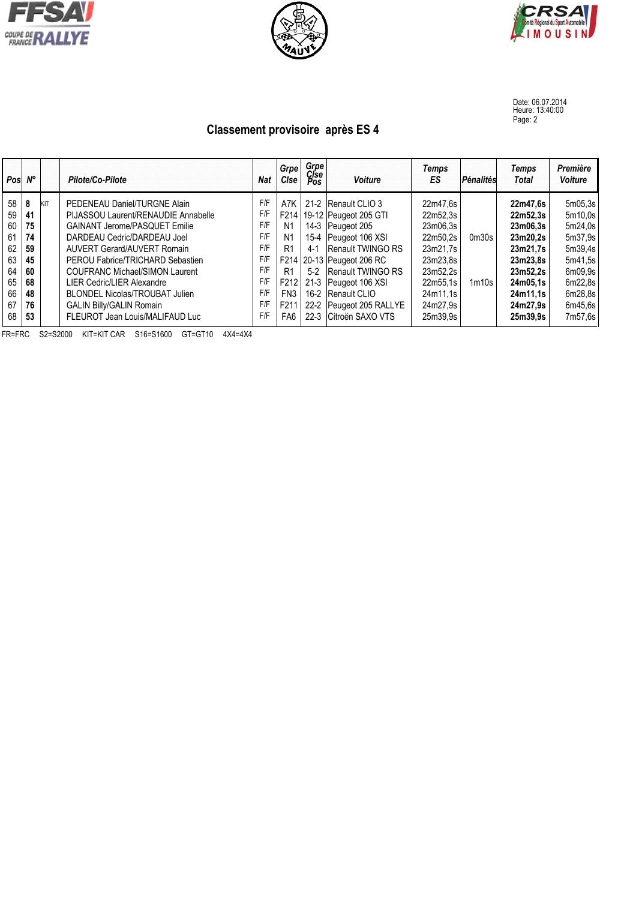Date: 06.07.2014
Heure: 13:40:00

## Classement provisoire après ES 4

| Pos | N° | | Pilote/Co-Pilote | Nat | Grpe Clse | Grpe Clse Pos | Voiture | Temps ES | Pénalités | Temps Total | Première Voiture |
|---|---|---|---|---|---|---|---|---|---|---|---|
| 58 | **8** | KIT | PEDENEAU Daniel/TURGNE Alain | F/F | A7K | 21-2 | Renault CLIO 3 | 22m47,6s | | **22m47,6s** | 5m05,3s |
| 59 | **41** | | PIJASSOU Laurent/RENAUDIE Annabelle | F/F | F214 | 19-12 | Peugeot 205 GTI | 22m52,3s | | **22m52,3s** | 5m10,0s |
| 60 | **75** | | GAINANT Jerome/PASQUET Emilie | F/F | N1 | 14-3 | Peugeot 205 | 23m06,3s | | **23m06,3s** | 5m24,0s |
| 61 | **74** | | DARDEAU Cedric/DARDEAU Joel | F/F | N1 | 15-4 | Peugeot 106 XSI | 22m50,2s | 0m30s | **23m20,2s** | 5m37,9s |
| 62 | **59** | | AUVERT Gerard/AUVERT Romain | F/F | R1 | 4-1 | Renault TWINGO RS | 23m21,7s | | **23m21,7s** | 5m39,4s |
| 63 | **45** | | PEROU Fabrice/TRICHARD Sebastien | F/F | F214 | 20-13 | Peugeot 206 RC | 23m23,8s | | **23m23,8s** | 5m41,5s |
| 64 | **60** | | COUFRANC Michael/SIMON Laurent | F/F | R1 | 5-2 | Renault TWINGO RS | 23m52,2s | | **23m52,2s** | 6m09,9s |
| 65 | **68** | | LIER Cedric/LIER Alexandre | F/F | F212 | 21-3 | Peugeot 106 XSI | 22m55,1s | 1m10s | **24m05,1s** | 6m22,8s |
| 66 | **48** | | BLONDEL Nicolas/TROUBAT Julien | F/F | FN3 | 16-2 | Renault CLIO | 24m11,1s | | **24m11,1s** | 6m28,8s |
| 67 | **76** | | GALIN Billy/GALIN Romain | F/F | F211 | 22-2 | Peugeot 205 RALLYE | 24m27,9s | | **24m27,9s** | 6m45,6s |
| 68 | **53** | | FLEUROT Jean Louis/MALIFAUD Luc | F/F | FA6 | 22-3 | Citroën SAXO VTS | 25m39,9s | | **25m39,9s** | 7m57,6s |

FR=FRC S2=S2000 KIT=KIT CAR S16=S1600 GT=GT10 4X4=4X4